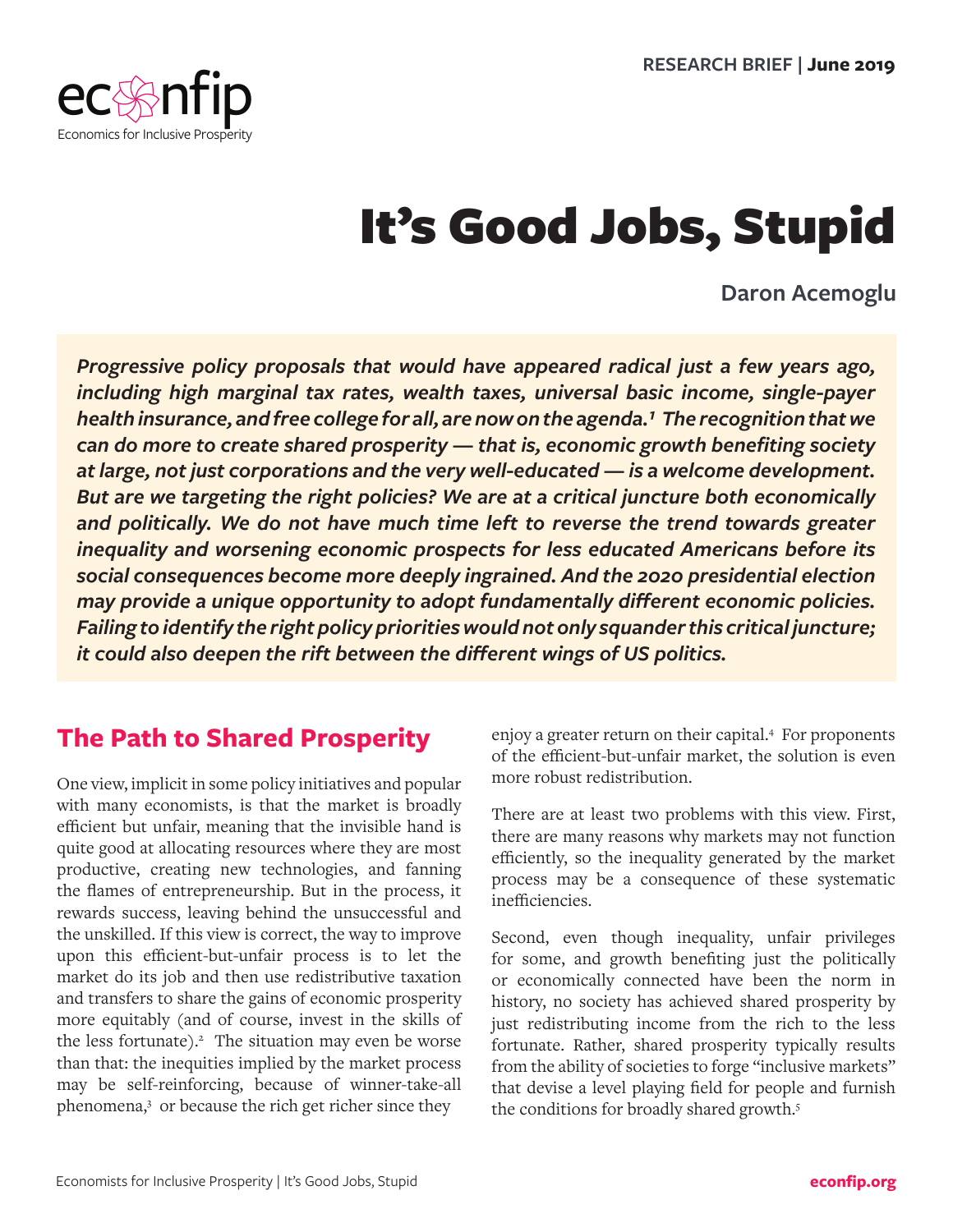RESEARCH BRIEF | **June 2019**

econfip
Economics for Inclusive Prosperity

# It's Good Jobs, Stupid

**Daron Acemoglu**

***Progressive policy proposals that would have appeared radical just a few years ago, including high marginal tax rates, wealth taxes, universal basic income, single-payer health insurance, and free college for all, are now on the agenda.[1] The recognition that we can do more to create shared prosperity — that is, economic growth benefiting society at large, not just corporations and the very well-educated — is a welcome development. But are we targeting the right policies? We are at a critical juncture both economically and politically. We do not have much time left to reverse the trend towards greater inequality and worsening economic prospects for less educated Americans before its social consequences become more deeply ingrained. And the 2020 presidential election may provide a unique opportunity to adopt fundamentally different economic policies. Failing to identify the right policy priorities would not only squander this critical juncture; it could also deepen the rift between the different wings of US politics.***

## The Path to Shared Prosperity

One view, implicit in some policy initiatives and popular with many economists, is that the market is broadly efficient but unfair, meaning that the invisible hand is quite good at allocating resources where they are most productive, creating new technologies, and fanning the flames of entrepreneurship. But in the process, it rewards success, leaving behind the unsuccessful and the unskilled. If this view is correct, the way to improve upon this efficient-but-unfair process is to let the market do its job and then use redistributive taxation and transfers to share the gains of economic prosperity more equitably (and of course, invest in the skills of the less fortunate).[2] The situation may even be worse than that: the inequities implied by the market process may be self-reinforcing, because of winner-take-all phenomena,[3] or because the rich get richer since they enjoy a greater return on their capital.[4] For proponents of the efficient-but-unfair market, the solution is even more robust redistribution.

There are at least two problems with this view. First, there are many reasons why markets may not function efficiently, so the inequality generated by the market process may be a consequence of these systematic inefficiencies.

Second, even though inequality, unfair privileges for some, and growth benefiting just the politically or economically connected have been the norm in history, no society has achieved shared prosperity by just redistributing income from the rich to the less fortunate. Rather, shared prosperity typically results from the ability of societies to forge "inclusive markets" that devise a level playing field for people and furnish the conditions for broadly shared growth.[5]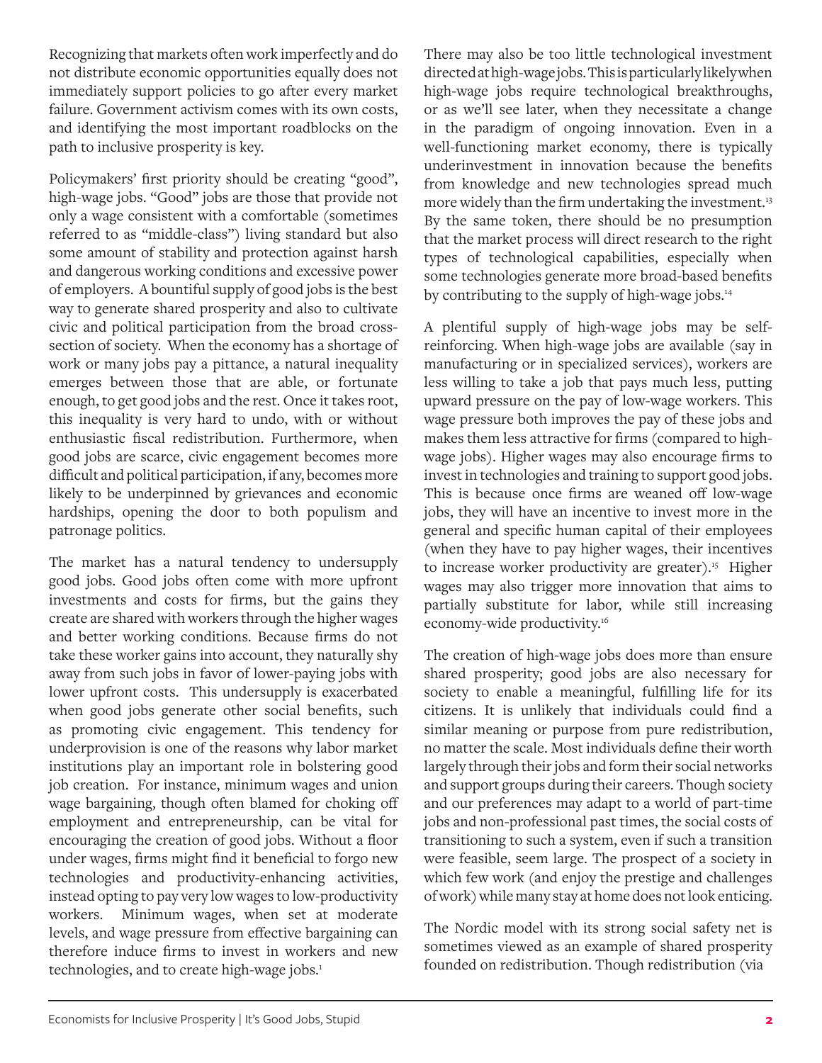Recognizing that markets often work imperfectly and do not distribute economic opportunities equally does not immediately support policies to go after every market failure. Government activism comes with its own costs, and identifying the most important roadblocks on the path to inclusive prosperity is key.

Policymakers' first priority should be creating "good", high-wage jobs. "Good" jobs are those that provide not only a wage consistent with a comfortable (sometimes referred to as "middle-class") living standard but also some amount of stability and protection against harsh and dangerous working conditions and excessive power of employers. A bountiful supply of good jobs is the best way to generate shared prosperity and also to cultivate civic and political participation from the broad cross-section of society. When the economy has a shortage of work or many jobs pay a pittance, a natural inequality emerges between those that are able, or fortunate enough, to get good jobs and the rest. Once it takes root, this inequality is very hard to undo, with or without enthusiastic fiscal redistribution. Furthermore, when good jobs are scarce, civic engagement becomes more difficult and political participation, if any, becomes more likely to be underpinned by grievances and economic hardships, opening the door to both populism and patronage politics.

The market has a natural tendency to undersupply good jobs. Good jobs often come with more upfront investments and costs for firms, but the gains they create are shared with workers through the higher wages and better working conditions. Because firms do not take these worker gains into account, they naturally shy away from such jobs in favor of lower-paying jobs with lower upfront costs. This undersupply is exacerbated when good jobs generate other social benefits, such as promoting civic engagement. This tendency for underprovision is one of the reasons why labor market institutions play an important role in bolstering good job creation. For instance, minimum wages and union wage bargaining, though often blamed for choking off employment and entrepreneurship, can be vital for encouraging the creation of good jobs. Without a floor under wages, firms might find it beneficial to forgo new technologies and productivity-enhancing activities, instead opting to pay very low wages to low-productivity workers. Minimum wages, when set at moderate levels, and wage pressure from effective bargaining can therefore induce firms to invest in workers and new technologies, and to create high-wage jobs.[1]

There may also be too little technological investment directed at high-wage jobs. This is particularly likely when high-wage jobs require technological breakthroughs, or as we'll see later, when they necessitate a change in the paradigm of ongoing innovation. Even in a well-functioning market economy, there is typically underinvestment in innovation because the benefits from knowledge and new technologies spread much more widely than the firm undertaking the investment.[13] By the same token, there should be no presumption that the market process will direct research to the right types of technological capabilities, especially when some technologies generate more broad-based benefits by contributing to the supply of high-wage jobs.[14]

A plentiful supply of high-wage jobs may be self-reinforcing. When high-wage jobs are available (say in manufacturing or in specialized services), workers are less willing to take a job that pays much less, putting upward pressure on the pay of low-wage workers. This wage pressure both improves the pay of these jobs and makes them less attractive for firms (compared to high-wage jobs). Higher wages may also encourage firms to invest in technologies and training to support good jobs. This is because once firms are weaned off low-wage jobs, they will have an incentive to invest more in the general and specific human capital of their employees (when they have to pay higher wages, their incentives to increase worker productivity are greater).[15] Higher wages may also trigger more innovation that aims to partially substitute for labor, while still increasing economy-wide productivity.[16]

The creation of high-wage jobs does more than ensure shared prosperity; good jobs are also necessary for society to enable a meaningful, fulfilling life for its citizens. It is unlikely that individuals could find a similar meaning or purpose from pure redistribution, no matter the scale. Most individuals define their worth largely through their jobs and form their social networks and support groups during their careers. Though society and our preferences may adapt to a world of part-time jobs and non-professional past times, the social costs of transitioning to such a system, even if such a transition were feasible, seem large. The prospect of a society in which few work (and enjoy the prestige and challenges of work) while many stay at home does not look enticing.

The Nordic model with its strong social safety net is sometimes viewed as an example of shared prosperity founded on redistribution. Though redistribution (via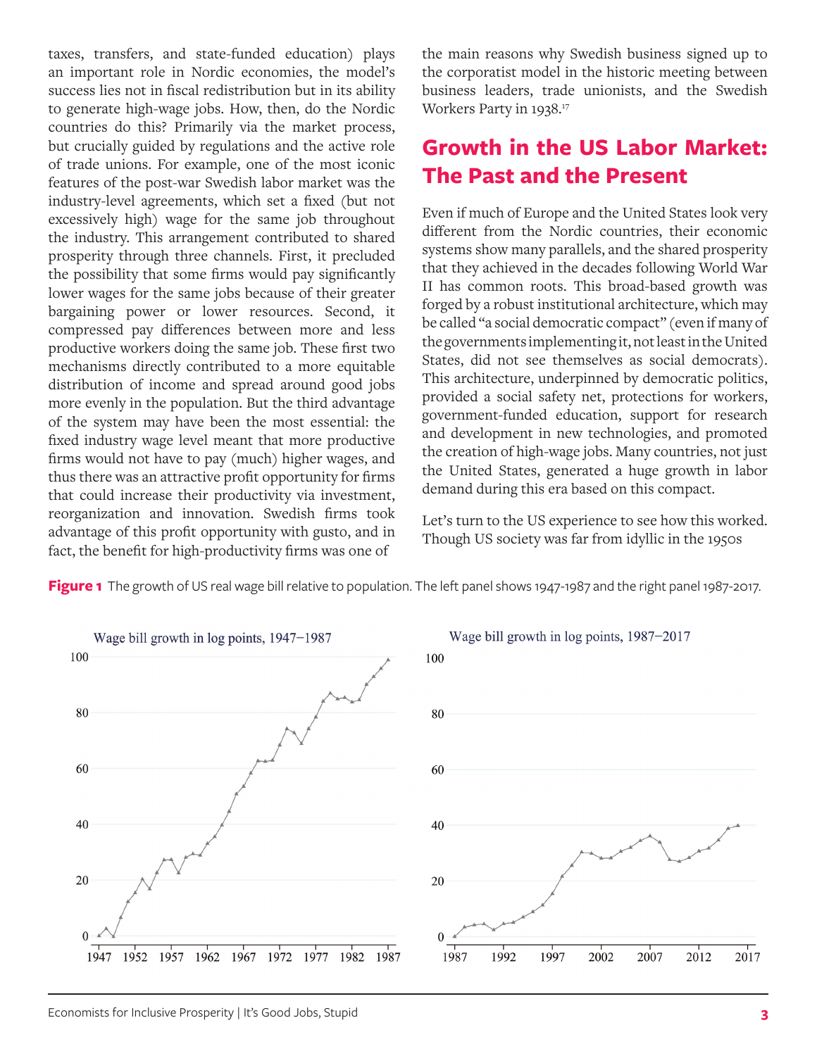taxes, transfers, and state-funded education) plays an important role in Nordic economies, the model's success lies not in fiscal redistribution but in its ability to generate high-wage jobs. How, then, do the Nordic countries do this? Primarily via the market process, but crucially guided by regulations and the active role of trade unions. For example, one of the most iconic features of the post-war Swedish labor market was the industry-level agreements, which set a fixed (but not excessively high) wage for the same job throughout the industry. This arrangement contributed to shared prosperity through three channels. First, it precluded the possibility that some firms would pay significantly lower wages for the same jobs because of their greater bargaining power or lower resources. Second, it compressed pay differences between more and less productive workers doing the same job. These first two mechanisms directly contributed to a more equitable distribution of income and spread around good jobs more evenly in the population. But the third advantage of the system may have been the most essential: the fixed industry wage level meant that more productive firms would not have to pay (much) higher wages, and thus there was an attractive profit opportunity for firms that could increase their productivity via investment, reorganization and innovation. Swedish firms took advantage of this profit opportunity with gusto, and in fact, the benefit for high-productivity firms was one of the main reasons why Swedish business signed up to the corporatist model in the historic meeting between business leaders, trade unionists, and the Swedish Workers Party in 1938.[17]

## Growth in the US Labor Market: The Past and the Present

Even if much of Europe and the United States look very different from the Nordic countries, their economic systems show many parallels, and the shared prosperity that they achieved in the decades following World War II has common roots. This broad-based growth was forged by a robust institutional architecture, which may be called "a social democratic compact" (even if many of the governments implementing it, not least in the United States, did not see themselves as social democrats). This architecture, underpinned by democratic politics, provided a social safety net, protections for workers, government-funded education, support for research and development in new technologies, and promoted the creation of high-wage jobs. Many countries, not just the United States, generated a huge growth in labor demand during this era based on this compact.

Let's turn to the US experience to see how this worked. Though US society was far from idyllic in the 1950s

**Figure 1** The growth of US real wage bill relative to population. The left panel shows 1947-1987 and the right panel 1987-2017.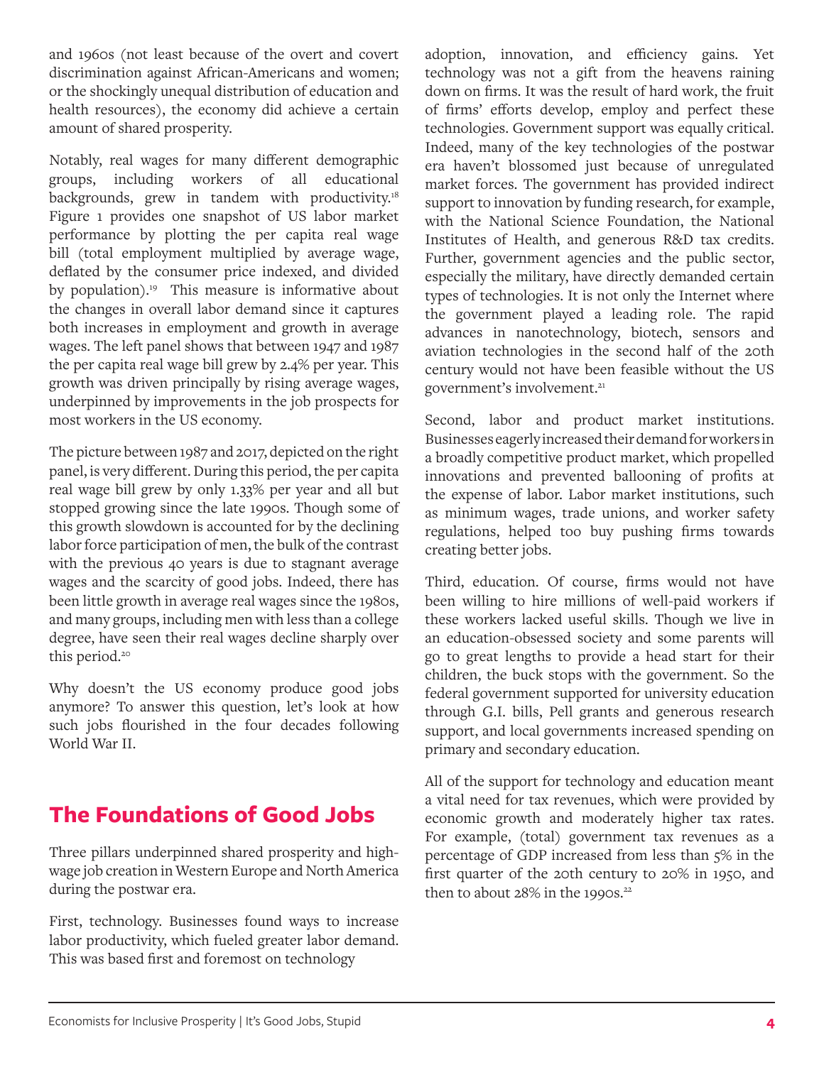and 1960s (not least because of the overt and covert discrimination against African-Americans and women; or the shockingly unequal distribution of education and health resources), the economy did achieve a certain amount of shared prosperity.

Notably, real wages for many different demographic groups, including workers of all educational backgrounds, grew in tandem with productivity.[18] Figure 1 provides one snapshot of US labor market performance by plotting the per capita real wage bill (total employment multiplied by average wage, deflated by the consumer price indexed, and divided by population).[19] This measure is informative about the changes in overall labor demand since it captures both increases in employment and growth in average wages. The left panel shows that between 1947 and 1987 the per capita real wage bill grew by 2.4% per year. This growth was driven principally by rising average wages, underpinned by improvements in the job prospects for most workers in the US economy.

The picture between 1987 and 2017, depicted on the right panel, is very different. During this period, the per capita real wage bill grew by only 1.33% per year and all but stopped growing since the late 1990s. Though some of this growth slowdown is accounted for by the declining labor force participation of men, the bulk of the contrast with the previous 40 years is due to stagnant average wages and the scarcity of good jobs. Indeed, there has been little growth in average real wages since the 1980s, and many groups, including men with less than a college degree, have seen their real wages decline sharply over this period.[20]

Why doesn't the US economy produce good jobs anymore? To answer this question, let's look at how such jobs flourished in the four decades following World War II.

## The Foundations of Good Jobs

Three pillars underpinned shared prosperity and high-wage job creation in Western Europe and North America during the postwar era.

First, technology. Businesses found ways to increase labor productivity, which fueled greater labor demand. This was based first and foremost on technology adoption, innovation, and efficiency gains. Yet technology was not a gift from the heavens raining down on firms. It was the result of hard work, the fruit of firms' efforts develop, employ and perfect these technologies. Government support was equally critical. Indeed, many of the key technologies of the postwar era haven't blossomed just because of unregulated market forces. The government has provided indirect support to innovation by funding research, for example, with the National Science Foundation, the National Institutes of Health, and generous R&D tax credits. Further, government agencies and the public sector, especially the military, have directly demanded certain types of technologies. It is not only the Internet where the government played a leading role. The rapid advances in nanotechnology, biotech, sensors and aviation technologies in the second half of the 20th century would not have been feasible without the US government's involvement.[21]

Second, labor and product market institutions. Businesses eagerly increased their demand for workers in a broadly competitive product market, which propelled innovations and prevented ballooning of profits at the expense of labor. Labor market institutions, such as minimum wages, trade unions, and worker safety regulations, helped too buy pushing firms towards creating better jobs.

Third, education. Of course, firms would not have been willing to hire millions of well-paid workers if these workers lacked useful skills. Though we live in an education-obsessed society and some parents will go to great lengths to provide a head start for their children, the buck stops with the government. So the federal government supported for university education through G.I. bills, Pell grants and generous research support, and local governments increased spending on primary and secondary education.

All of the support for technology and education meant a vital need for tax revenues, which were provided by economic growth and moderately higher tax rates. For example, (total) government tax revenues as a percentage of GDP increased from less than 5% in the first quarter of the 20th century to 20% in 1950, and then to about 28% in the 1990s.[22]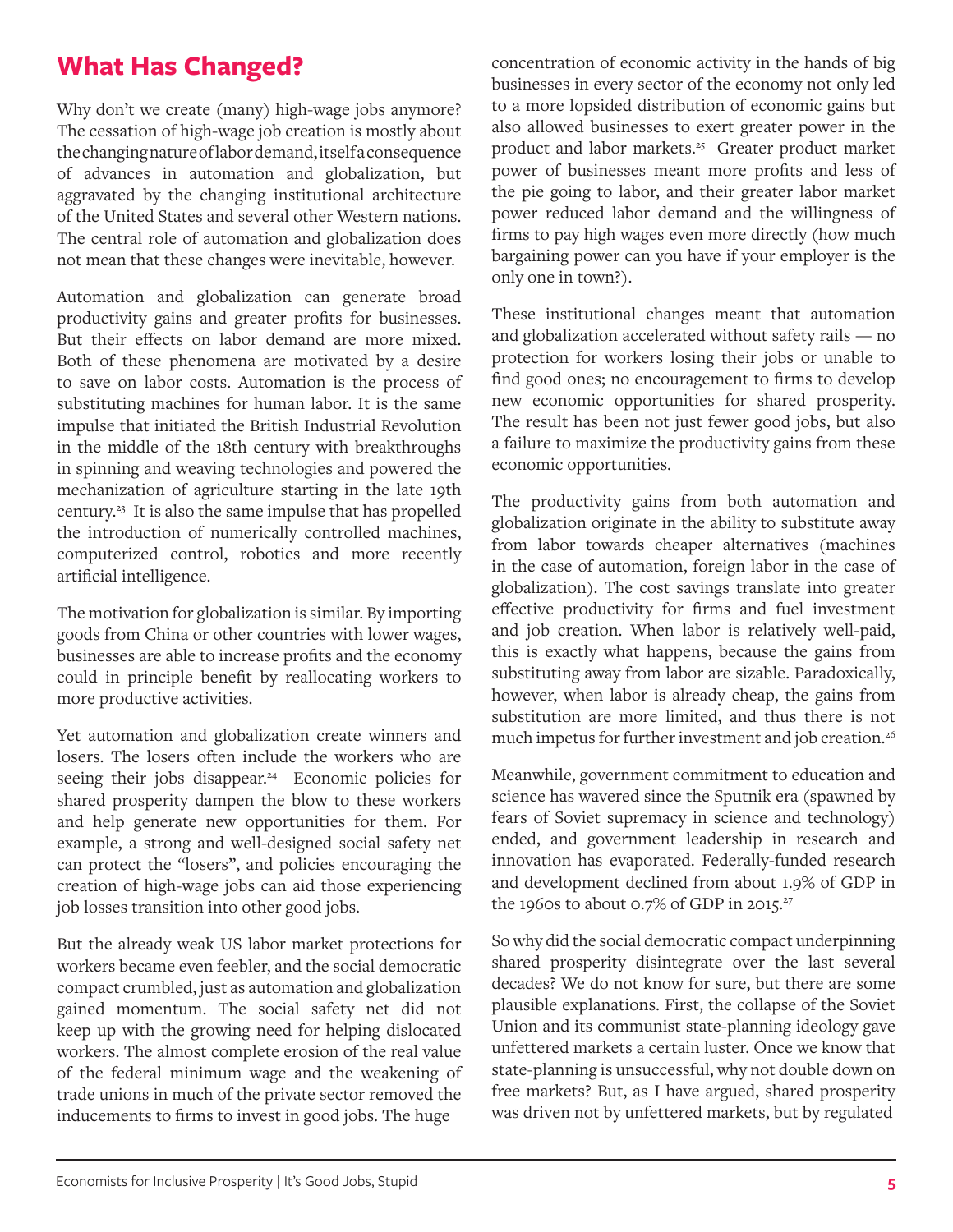## What Has Changed?

Why don't we create (many) high-wage jobs anymore? The cessation of high-wage job creation is mostly about the changing nature of labor demand, itself a consequence of advances in automation and globalization, but aggravated by the changing institutional architecture of the United States and several other Western nations. The central role of automation and globalization does not mean that these changes were inevitable, however.

Automation and globalization can generate broad productivity gains and greater profits for businesses. But their effects on labor demand are more mixed. Both of these phenomena are motivated by a desire to save on labor costs. Automation is the process of substituting machines for human labor. It is the same impulse that initiated the British Industrial Revolution in the middle of the 18th century with breakthroughs in spinning and weaving technologies and powered the mechanization of agriculture starting in the late 19th century.[23] It is also the same impulse that has propelled the introduction of numerically controlled machines, computerized control, robotics and more recently artificial intelligence.

The motivation for globalization is similar. By importing goods from China or other countries with lower wages, businesses are able to increase profits and the economy could in principle benefit by reallocating workers to more productive activities.

Yet automation and globalization create winners and losers. The losers often include the workers who are seeing their jobs disappear.[24] Economic policies for shared prosperity dampen the blow to these workers and help generate new opportunities for them. For example, a strong and well-designed social safety net can protect the "losers", and policies encouraging the creation of high-wage jobs can aid those experiencing job losses transition into other good jobs.

But the already weak US labor market protections for workers became even feebler, and the social democratic compact crumbled, just as automation and globalization gained momentum. The social safety net did not keep up with the growing need for helping dislocated workers. The almost complete erosion of the real value of the federal minimum wage and the weakening of trade unions in much of the private sector removed the inducements to firms to invest in good jobs. The huge concentration of economic activity in the hands of big businesses in every sector of the economy not only led to a more lopsided distribution of economic gains but also allowed businesses to exert greater power in the product and labor markets.[25] Greater product market power of businesses meant more profits and less of the pie going to labor, and their greater labor market power reduced labor demand and the willingness of firms to pay high wages even more directly (how much bargaining power can you have if your employer is the only one in town?).

These institutional changes meant that automation and globalization accelerated without safety rails — no protection for workers losing their jobs or unable to find good ones; no encouragement to firms to develop new economic opportunities for shared prosperity. The result has been not just fewer good jobs, but also a failure to maximize the productivity gains from these economic opportunities.

The productivity gains from both automation and globalization originate in the ability to substitute away from labor towards cheaper alternatives (machines in the case of automation, foreign labor in the case of globalization). The cost savings translate into greater effective productivity for firms and fuel investment and job creation. When labor is relatively well-paid, this is exactly what happens, because the gains from substituting away from labor are sizable. Paradoxically, however, when labor is already cheap, the gains from substitution are more limited, and thus there is not much impetus for further investment and job creation.[26]

Meanwhile, government commitment to education and science has wavered since the Sputnik era (spawned by fears of Soviet supremacy in science and technology) ended, and government leadership in research and innovation has evaporated. Federally-funded research and development declined from about 1.9% of GDP in the 1960s to about 0.7% of GDP in 2015.[27]

So why did the social democratic compact underpinning shared prosperity disintegrate over the last several decades? We do not know for sure, but there are some plausible explanations. First, the collapse of the Soviet Union and its communist state-planning ideology gave unfettered markets a certain luster. Once we know that state-planning is unsuccessful, why not double down on free markets? But, as I have argued, shared prosperity was driven not by unfettered markets, but by regulated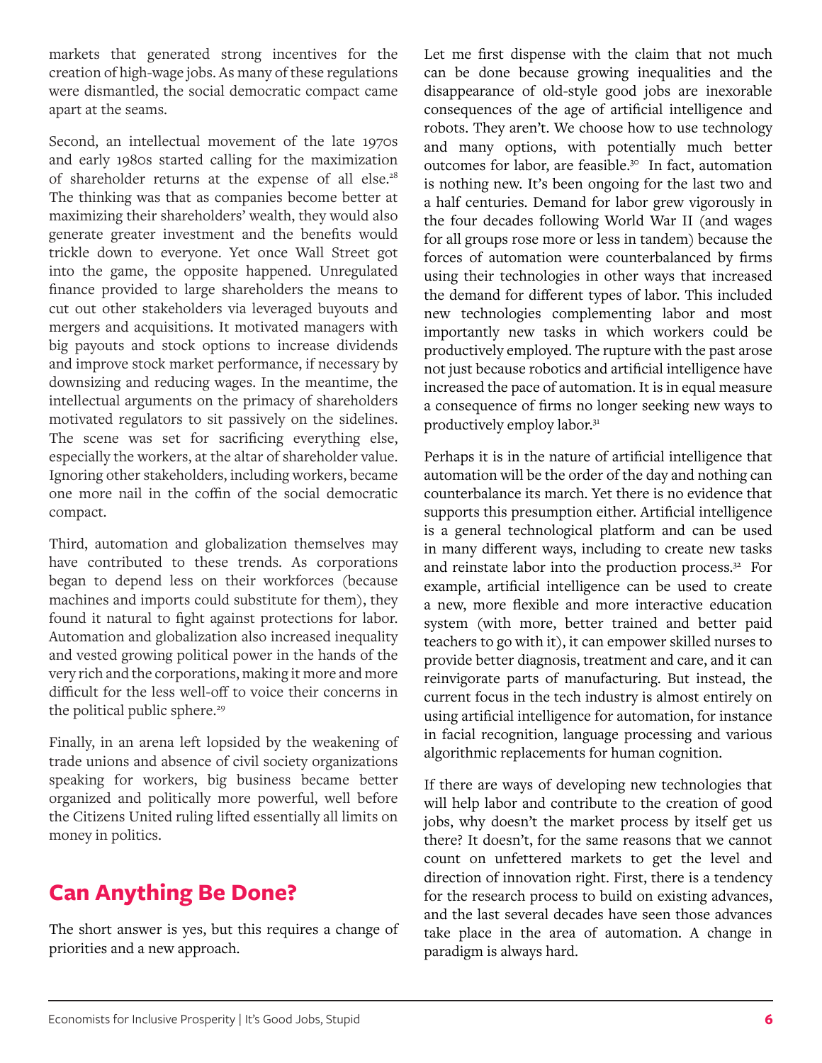markets that generated strong incentives for the creation of high-wage jobs. As many of these regulations were dismantled, the social democratic compact came apart at the seams.

Second, an intellectual movement of the late 1970s and early 1980s started calling for the maximization of shareholder returns at the expense of all else.[28] The thinking was that as companies become better at maximizing their shareholders' wealth, they would also generate greater investment and the benefits would trickle down to everyone. Yet once Wall Street got into the game, the opposite happened. Unregulated finance provided to large shareholders the means to cut out other stakeholders via leveraged buyouts and mergers and acquisitions. It motivated managers with big payouts and stock options to increase dividends and improve stock market performance, if necessary by downsizing and reducing wages. In the meantime, the intellectual arguments on the primacy of shareholders motivated regulators to sit passively on the sidelines. The scene was set for sacrificing everything else, especially the workers, at the altar of shareholder value. Ignoring other stakeholders, including workers, became one more nail in the coffin of the social democratic compact.

Third, automation and globalization themselves may have contributed to these trends. As corporations began to depend less on their workforces (because machines and imports could substitute for them), they found it natural to fight against protections for labor. Automation and globalization also increased inequality and vested growing political power in the hands of the very rich and the corporations, making it more and more difficult for the less well-off to voice their concerns in the political public sphere.[29]

Finally, in an arena left lopsided by the weakening of trade unions and absence of civil society organizations speaking for workers, big business became better organized and politically more powerful, well before the Citizens United ruling lifted essentially all limits on money in politics.

## Can Anything Be Done?

The short answer is yes, but this requires a change of priorities and a new approach.

Let me first dispense with the claim that not much can be done because growing inequalities and the disappearance of old-style good jobs are inexorable consequences of the age of artificial intelligence and robots. They aren't. We choose how to use technology and many options, with potentially much better outcomes for labor, are feasible.[30] In fact, automation is nothing new. It's been ongoing for the last two and a half centuries. Demand for labor grew vigorously in the four decades following World War II (and wages for all groups rose more or less in tandem) because the forces of automation were counterbalanced by firms using their technologies in other ways that increased the demand for different types of labor. This included new technologies complementing labor and most importantly new tasks in which workers could be productively employed. The rupture with the past arose not just because robotics and artificial intelligence have increased the pace of automation. It is in equal measure a consequence of firms no longer seeking new ways to productively employ labor.[31]

Perhaps it is in the nature of artificial intelligence that automation will be the order of the day and nothing can counterbalance its march. Yet there is no evidence that supports this presumption either. Artificial intelligence is a general technological platform and can be used in many different ways, including to create new tasks and reinstate labor into the production process.[32] For example, artificial intelligence can be used to create a new, more flexible and more interactive education system (with more, better trained and better paid teachers to go with it), it can empower skilled nurses to provide better diagnosis, treatment and care, and it can reinvigorate parts of manufacturing. But instead, the current focus in the tech industry is almost entirely on using artificial intelligence for automation, for instance in facial recognition, language processing and various algorithmic replacements for human cognition.

If there are ways of developing new technologies that will help labor and contribute to the creation of good jobs, why doesn't the market process by itself get us there? It doesn't, for the same reasons that we cannot count on unfettered markets to get the level and direction of innovation right. First, there is a tendency for the research process to build on existing advances, and the last several decades have seen those advances take place in the area of automation. A change in paradigm is always hard.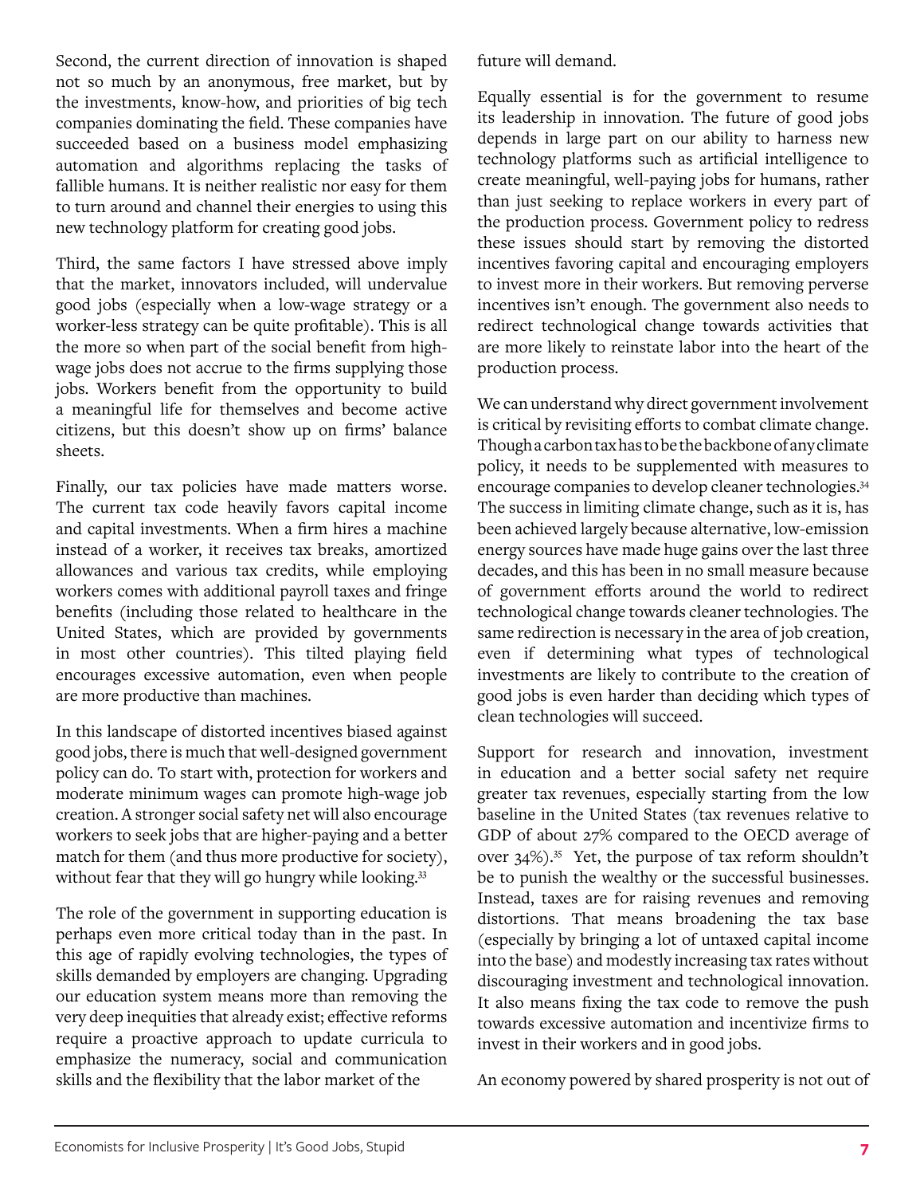Second, the current direction of innovation is shaped not so much by an anonymous, free market, but by the investments, know-how, and priorities of big tech companies dominating the field. These companies have succeeded based on a business model emphasizing automation and algorithms replacing the tasks of fallible humans. It is neither realistic nor easy for them to turn around and channel their energies to using this new technology platform for creating good jobs.

Third, the same factors I have stressed above imply that the market, innovators included, will undervalue good jobs (especially when a low-wage strategy or a worker-less strategy can be quite profitable). This is all the more so when part of the social benefit from high-wage jobs does not accrue to the firms supplying those jobs. Workers benefit from the opportunity to build a meaningful life for themselves and become active citizens, but this doesn't show up on firms' balance sheets.

Finally, our tax policies have made matters worse. The current tax code heavily favors capital income and capital investments. When a firm hires a machine instead of a worker, it receives tax breaks, amortized allowances and various tax credits, while employing workers comes with additional payroll taxes and fringe benefits (including those related to healthcare in the United States, which are provided by governments in most other countries). This tilted playing field encourages excessive automation, even when people are more productive than machines.

In this landscape of distorted incentives biased against good jobs, there is much that well-designed government policy can do. To start with, protection for workers and moderate minimum wages can promote high-wage job creation. A stronger social safety net will also encourage workers to seek jobs that are higher-paying and a better match for them (and thus more productive for society), without fear that they will go hungry while looking.[33]

The role of the government in supporting education is perhaps even more critical today than in the past. In this age of rapidly evolving technologies, the types of skills demanded by employers are changing. Upgrading our education system means more than removing the very deep inequities that already exist; effective reforms require a proactive approach to update curricula to emphasize the numeracy, social and communication skills and the flexibility that the labor market of the future will demand.

Equally essential is for the government to resume its leadership in innovation. The future of good jobs depends in large part on our ability to harness new technology platforms such as artificial intelligence to create meaningful, well-paying jobs for humans, rather than just seeking to replace workers in every part of the production process. Government policy to redress these issues should start by removing the distorted incentives favoring capital and encouraging employers to invest more in their workers. But removing perverse incentives isn't enough. The government also needs to redirect technological change towards activities that are more likely to reinstate labor into the heart of the production process.

We can understand why direct government involvement is critical by revisiting efforts to combat climate change. Though a carbon tax has to be the backbone of any climate policy, it needs to be supplemented with measures to encourage companies to develop cleaner technologies.[34] The success in limiting climate change, such as it is, has been achieved largely because alternative, low-emission energy sources have made huge gains over the last three decades, and this has been in no small measure because of government efforts around the world to redirect technological change towards cleaner technologies. The same redirection is necessary in the area of job creation, even if determining what types of technological investments are likely to contribute to the creation of good jobs is even harder than deciding which types of clean technologies will succeed.

Support for research and innovation, investment in education and a better social safety net require greater tax revenues, especially starting from the low baseline in the United States (tax revenues relative to GDP of about 27% compared to the OECD average of over 34%).[35] Yet, the purpose of tax reform shouldn't be to punish the wealthy or the successful businesses. Instead, taxes are for raising revenues and removing distortions. That means broadening the tax base (especially by bringing a lot of untaxed capital income into the base) and modestly increasing tax rates without discouraging investment and technological innovation. It also means fixing the tax code to remove the push towards excessive automation and incentivize firms to invest in their workers and in good jobs.

An economy powered by shared prosperity is not out of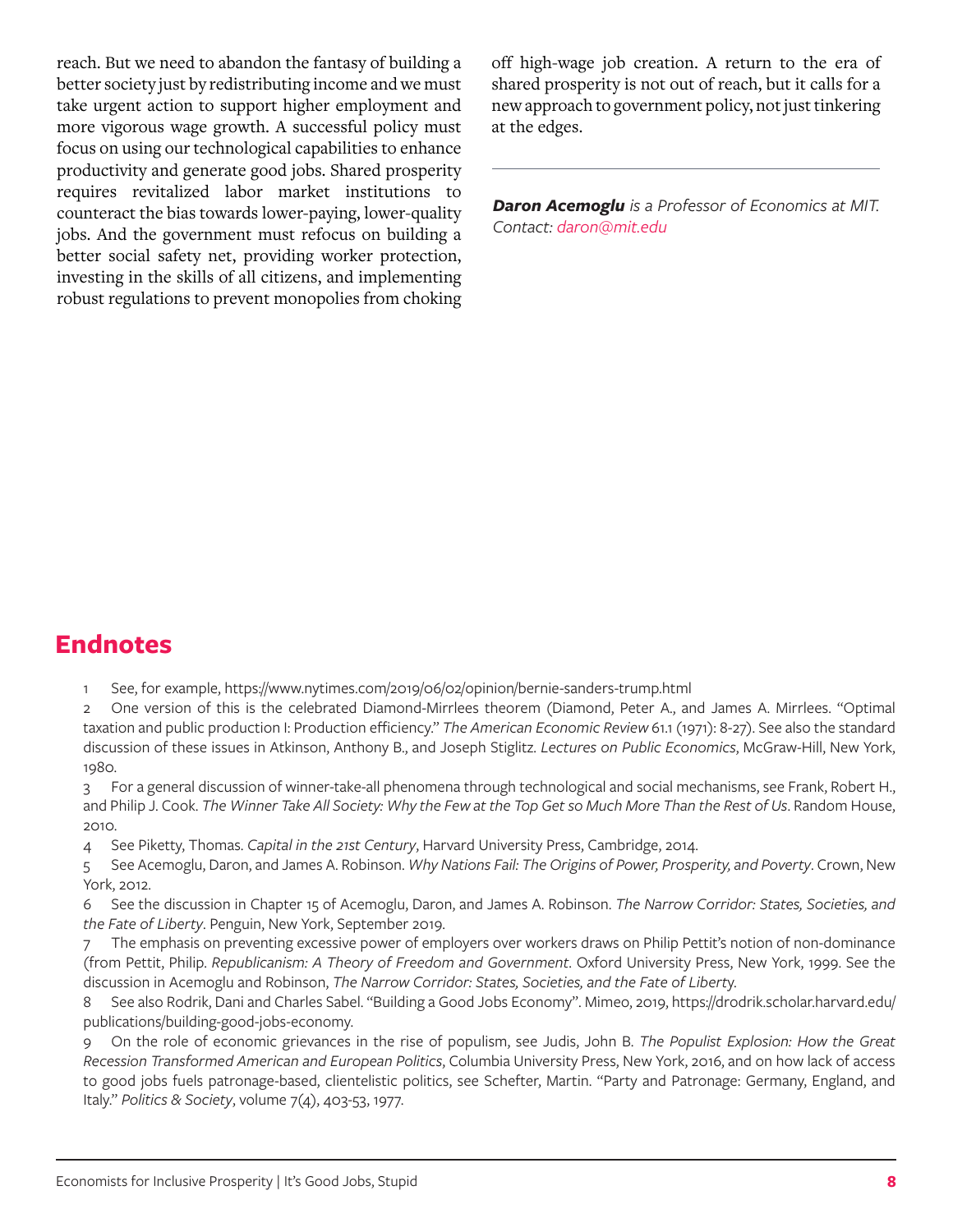reach. But we need to abandon the fantasy of building a better society just by redistributing income and we must take urgent action to support higher employment and more vigorous wage growth. A successful policy must focus on using our technological capabilities to enhance productivity and generate good jobs. Shared prosperity requires revitalized labor market institutions to counteract the bias towards lower-paying, lower-quality jobs. And the government must refocus on building a better social safety net, providing worker protection, investing in the skills of all citizens, and implementing robust regulations to prevent monopolies from choking off high-wage job creation. A return to the era of shared prosperity is not out of reach, but it calls for a new approach to government policy, not just tinkering at the edges.

---

***Daron Acemoglu*** *is a Professor of Economics at MIT. Contact: daron@mit.edu*

## Endnotes

1 See, for example, https://www.nytimes.com/2019/06/02/opinion/bernie-sanders-trump.html

2 One version of this is the celebrated Diamond-Mirrlees theorem (Diamond, Peter A., and James A. Mirrlees. "Optimal taxation and public production I: Production efficiency." *The American Economic Review* 61.1 (1971): 8-27). See also the standard discussion of these issues in Atkinson, Anthony B., and Joseph Stiglitz. *Lectures on Public Economics*, McGraw-Hill, New York, 1980.

3 For a general discussion of winner-take-all phenomena through technological and social mechanisms, see Frank, Robert H., and Philip J. Cook. *The Winner Take All Society: Why the Few at the Top Get so Much More Than the Rest of Us*. Random House, 2010.

4 See Piketty, Thomas. *Capital in the 21st Century*, Harvard University Press, Cambridge, 2014.

5 See Acemoglu, Daron, and James A. Robinson. *Why Nations Fail: The Origins of Power, Prosperity, and Poverty*. Crown, New York, 2012.

6 See the discussion in Chapter 15 of Acemoglu, Daron, and James A. Robinson. *The Narrow Corridor: States, Societies, and the Fate of Liberty*. Penguin, New York, September 2019.

7 The emphasis on preventing excessive power of employers over workers draws on Philip Pettit's notion of non-dominance (from Pettit, Philip. *Republicanism: A Theory of Freedom and Government*. Oxford University Press, New York, 1999. See the discussion in Acemoglu and Robinson, *The Narrow Corridor: States, Societies, and the Fate of Liberty*.

8 See also Rodrik, Dani and Charles Sabel. "Building a Good Jobs Economy". Mimeo, 2019, https://drodrik.scholar.harvard.edu/publications/building-good-jobs-economy.

9 On the role of economic grievances in the rise of populism, see Judis, John B. *The Populist Explosion: How the Great Recession Transformed American and European Politics*, Columbia University Press, New York, 2016, and on how lack of access to good jobs fuels patronage-based, clientelistic politics, see Schefter, Martin. "Party and Patronage: Germany, England, and Italy." *Politics & Society*, volume 7(4), 403-53, 1977.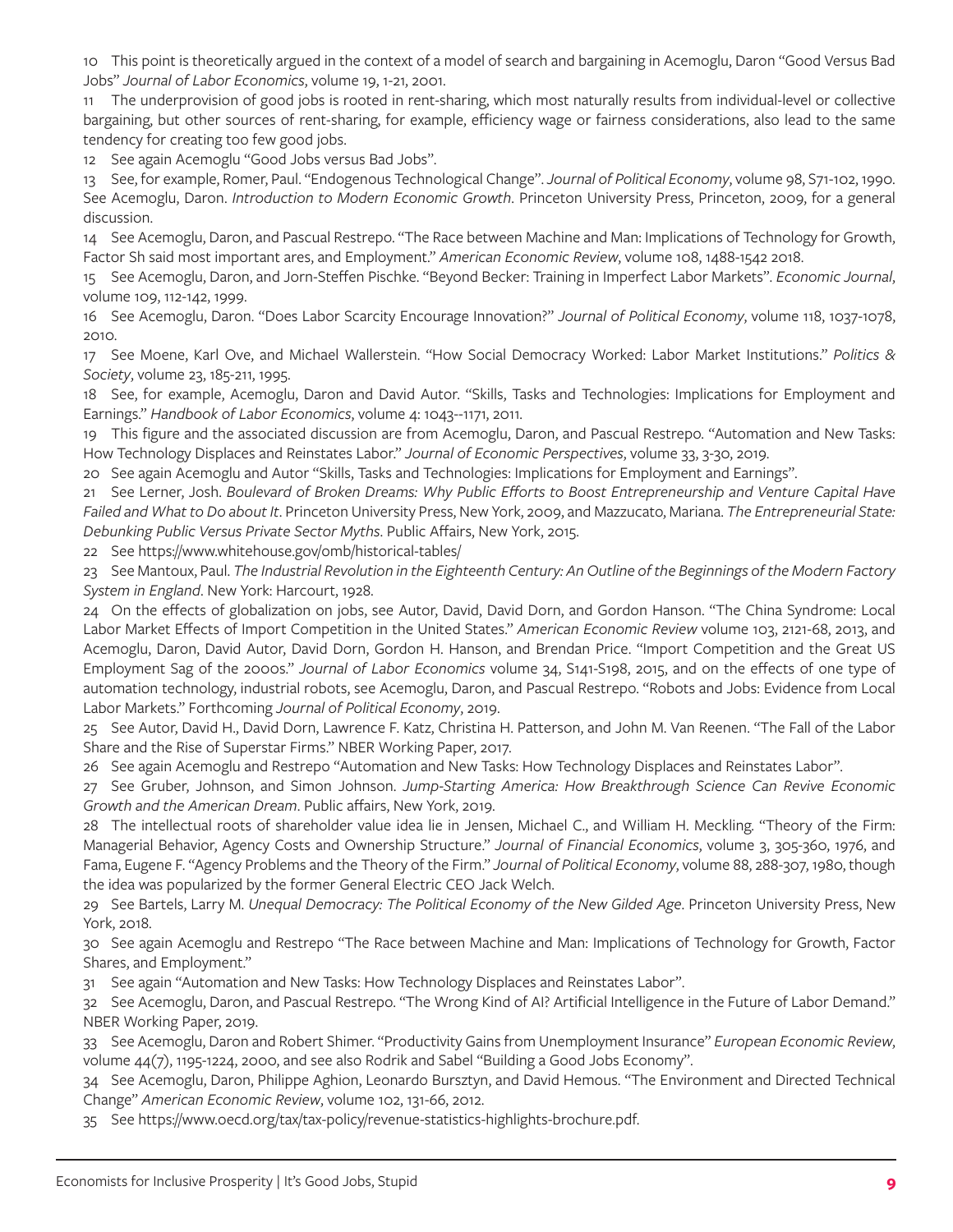10 This point is theoretically argued in the context of a model of search and bargaining in Acemoglu, Daron "Good Versus Bad Jobs" *Journal of Labor Economics*, volume 19, 1-21, 2001.

11 The underprovision of good jobs is rooted in rent-sharing, which most naturally results from individual-level or collective bargaining, but other sources of rent-sharing, for example, efficiency wage or fairness considerations, also lead to the same tendency for creating too few good jobs.

12 See again Acemoglu "Good Jobs versus Bad Jobs".

13 See, for example, Romer, Paul. "Endogenous Technological Change". *Journal of Political Economy*, volume 98, S71-102, 1990. See Acemoglu, Daron. *Introduction to Modern Economic Growth*. Princeton University Press, Princeton, 2009, for a general discussion.

14 See Acemoglu, Daron, and Pascual Restrepo. "The Race between Machine and Man: Implications of Technology for Growth, Factor Sh said most important ares, and Employment." *American Economic Review*, volume 108, 1488-1542 2018.

15 See Acemoglu, Daron, and Jorn-Steffen Pischke. "Beyond Becker: Training in Imperfect Labor Markets". *Economic Journal*, volume 109, 112-142, 1999.

16 See Acemoglu, Daron. "Does Labor Scarcity Encourage Innovation?" *Journal of Political Economy*, volume 118, 1037-1078, 2010.

17 See Moene, Karl Ove, and Michael Wallerstein. "How Social Democracy Worked: Labor Market Institutions." *Politics & Society*, volume 23, 185-211, 1995.

18 See, for example, Acemoglu, Daron and David Autor. "Skills, Tasks and Technologies: Implications for Employment and Earnings." *Handbook of Labor Economics*, volume 4: 1043--1171, 2011.

19 This figure and the associated discussion are from Acemoglu, Daron, and Pascual Restrepo. "Automation and New Tasks: How Technology Displaces and Reinstates Labor." *Journal of Economic Perspectives*, volume 33, 3-30, 2019.

20 See again Acemoglu and Autor "Skills, Tasks and Technologies: Implications for Employment and Earnings".

21 See Lerner, Josh. *Boulevard of Broken Dreams: Why Public Efforts to Boost Entrepreneurship and Venture Capital Have Failed and What to Do about It*. Princeton University Press, New York, 2009, and Mazzucato, Mariana. *The Entrepreneurial State: Debunking Public Versus Private Sector Myths*. Public Affairs, New York, 2015.

22 See https://www.whitehouse.gov/omb/historical-tables/

23 See Mantoux, Paul. *The Industrial Revolution in the Eighteenth Century: An Outline of the Beginnings of the Modern Factory System in England*. New York: Harcourt, 1928.

24 On the effects of globalization on jobs, see Autor, David, David Dorn, and Gordon Hanson. "The China Syndrome: Local Labor Market Effects of Import Competition in the United States." *American Economic Review* volume 103, 2121-68, 2013, and Acemoglu, Daron, David Autor, David Dorn, Gordon H. Hanson, and Brendan Price. "Import Competition and the Great US Employment Sag of the 2000s." *Journal of Labor Economics* volume 34, S141-S198, 2015, and on the effects of one type of automation technology, industrial robots, see Acemoglu, Daron, and Pascual Restrepo. "Robots and Jobs: Evidence from Local Labor Markets." Forthcoming *Journal of Political Economy*, 2019.

25 See Autor, David H., David Dorn, Lawrence F. Katz, Christina H. Patterson, and John M. Van Reenen. "The Fall of the Labor Share and the Rise of Superstar Firms." NBER Working Paper, 2017.

26 See again Acemoglu and Restrepo "Automation and New Tasks: How Technology Displaces and Reinstates Labor".

27 See Gruber, Johnson, and Simon Johnson. *Jump-Starting America: How Breakthrough Science Can Revive Economic Growth and the American Dream*. Public affairs, New York, 2019.

28 The intellectual roots of shareholder value idea lie in Jensen, Michael C., and William H. Meckling. "Theory of the Firm: Managerial Behavior, Agency Costs and Ownership Structure." *Journal of Financial Economics*, volume 3, 305-360, 1976, and Fama, Eugene F. "Agency Problems and the Theory of the Firm." *Journal of Political Economy*, volume 88, 288-307, 1980, though the idea was popularized by the former General Electric CEO Jack Welch.

29 See Bartels, Larry M. *Unequal Democracy: The Political Economy of the New Gilded Age*. Princeton University Press, New York, 2018.

30 See again Acemoglu and Restrepo "The Race between Machine and Man: Implications of Technology for Growth, Factor Shares, and Employment."

31 See again "Automation and New Tasks: How Technology Displaces and Reinstates Labor".

32 See Acemoglu, Daron, and Pascual Restrepo. "The Wrong Kind of AI? Artificial Intelligence in the Future of Labor Demand." NBER Working Paper, 2019.

33 See Acemoglu, Daron and Robert Shimer. "Productivity Gains from Unemployment Insurance" *European Economic Review*, volume 44(7), 1195-1224, 2000, and see also Rodrik and Sabel "Building a Good Jobs Economy".

34 See Acemoglu, Daron, Philippe Aghion, Leonardo Bursztyn, and David Hemous. "The Environment and Directed Technical Change" *American Economic Review*, volume 102, 131-66, 2012.

35 See https://www.oecd.org/tax/tax-policy/revenue-statistics-highlights-brochure.pdf.